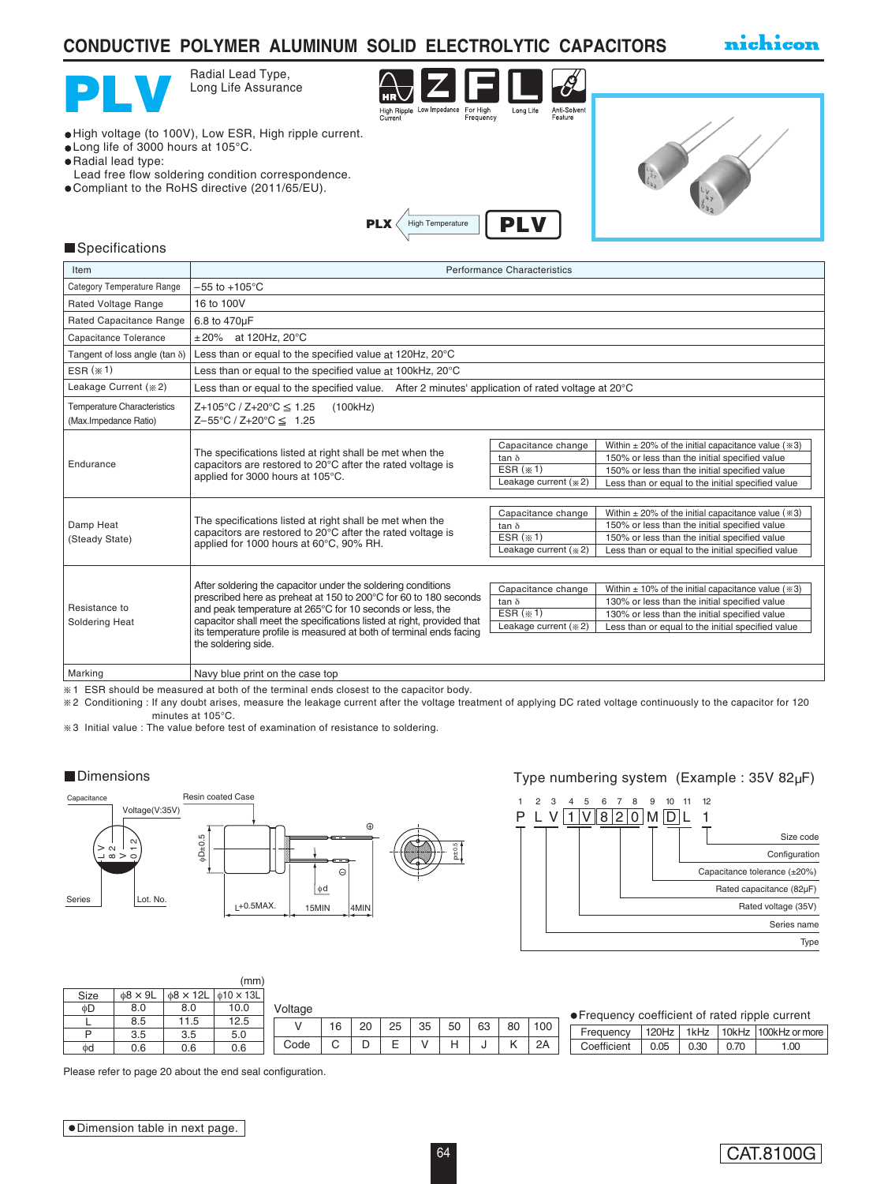# CONDUCTIVE POLYMER ALUMINUM SOLID ELECTROLYTIC CAPACITORS

nichicon

## PLV

Radial Lead Type, Long Life Assurance

HR High Ripple Current | Z Low Impedance | F For High Frequency | L Long Life | Anti-Solvent Feature

- High voltage (to 100V), Low ESR, High ripple current.
- Long life of 3000 hours at 105°C.
- Radial lead type:
  Lead free flow soldering condition correspondence.
- Compliant to the RoHS directive (2011/65/EU).

PLX ← High Temperature — PLV

### Specifications

| Item | Performance Characteristics | | |
|---|---|---|---|
| Category Temperature Range | −55 to +105°C | | |
| Rated Voltage Range | 16 to 100V | | |
| Rated Capacitance Range | 6.8 to 470μF | | |
| Capacitance Tolerance | ±20% at 120Hz, 20°C | | |
| Tangent of loss angle (tan δ) | Less than or equal to the specified value at 120Hz, 20°C | | |
| ESR (※1) | Less than or equal to the specified value at 100kHz, 20°C | | |
| Leakage Current (※2) | Less than or equal to the specified value. After 2 minutes' application of rated voltage at 20°C | | |
| Temperature Characteristics (Max.Impedance Ratio) | Z+105°C / Z+20°C ≤ 1.25 (100kHz)<br>Z−55°C / Z+20°C ≤ 1.25 | | |
| Endurance | The specifications listed at right shall be met when the capacitors are restored to 20°C after the rated voltage is applied for 3000 hours at 105°C. | Capacitance change | Within ± 20% of the initial capacitance value (※3) |
| | | tan δ | 150% or less than the initial specified value |
| | | ESR (※1) | 150% or less than the initial specified value |
| | | Leakage current (※2) | Less than or equal to the initial specified value |
| Damp Heat (Steady State) | The specifications listed at right shall be met when the capacitors are restored to 20°C after the rated voltage is applied for 1000 hours at 60°C, 90% RH. | Capacitance change | Within ± 20% of the initial capacitance value (※3) |
| | | tan δ | 150% or less than the initial specified value |
| | | ESR (※1) | 150% or less than the initial specified value |
| | | Leakage current (※2) | Less than or equal to the initial specified value |
| Resistance to Soldering Heat | After soldering the capacitor under the soldering conditions prescribed here as preheat at 150 to 200°C for 60 to 180 seconds and peak temperature at 265°C for 10 seconds or less, the capacitor shall meet the specifications listed at right, provided that its temperature profile is measured at both of terminal ends facing the soldering side. | Capacitance change | Within ± 10% of the initial capacitance value (※3) |
| | | tan δ | 130% or less than the initial specified value |
| | | ESR (※1) | 130% or less than the initial specified value |
| | | Leakage current (※2) | Less than or equal to the initial specified value |
| Marking | Navy blue print on the case top | | |

※1 ESR should be measured at both of the terminal ends closest to the capacitor body.
※2 Conditioning : If any doubt arises, measure the leakage current after the voltage treatment of applying DC rated voltage continuously to the capacitor for 120 minutes at 105°C.
※3 Initial value : The value before test of examination of resistance to soldering.

### Dimensions

Capacitance, Voltage(V:35V), Series, Lot. No., Resin coated Case, φD±0.5, L+0.5MAX., 15MIN, 4MIN, φd, P±0.5

(mm)

| Size | φ8 × 9L | φ8 × 12L | φ10 × 13L |
|---|---|---|---|
| φD | 8.0 | 8.0 | 10.0 |
| L | 8.5 | 11.5 | 12.5 |
| P | 3.5 | 3.5 | 5.0 |
| φd | 0.6 | 0.6 | 0.6 |

Please refer to page 20 about the end seal configuration.

### Type numbering system (Example : 35V 82μF)

| 1 | 2 | 3 | 4 | 5 | 6 | 7 | 8 | 9 | 10 | 11 | 12 |
|---|---|---|---|---|---|---|---|---|---|---|---|
| P | L | V | 1 | V | 8 | 2 | 0 | M | D | L | 1 |

- Type (1)
- Series name (2–3)
- Rated voltage (35V) (4–5)
- Rated capacitance (82μF) (6–8)
- Capacitance tolerance (±20%) (9)
- Configuration (10–11)
- Size code (12)

Voltage

| V | 16 | 20 | 25 | 35 | 50 | 63 | 80 | 100 |
|---|---|---|---|---|---|---|---|---|
| Code | C | D | E | V | H | J | K | 2A |

- Frequency coefficient of rated ripple current

| Frequency | 120Hz | 1kHz | 10kHz | 100kHz or more |
|---|---|---|---|---|
| Coefficient | 0.05 | 0.30 | 0.70 | 1.00 |

- Dimension table in next page.

CAT.8100G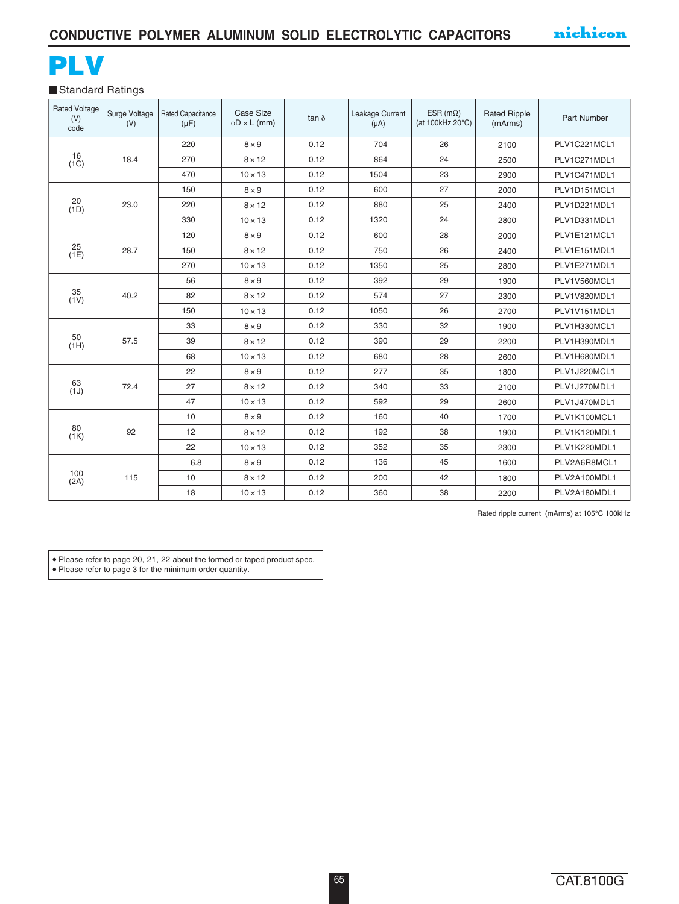# PLV

■Standard Ratings

| Rated Voltage (V) code | Surge Voltage (V) | Rated Capacitance (μF) | Case Size φD × L (mm) | tan δ | Leakage Current (μA) | ESR (mΩ) (at 100kHz 20°C) | Rated Ripple (mArms) | Part Number |
|---|---|---|---|---|---|---|---|---|
| 16 (1C) | 18.4 | 220 | 8 × 9 | 0.12 | 704 | 26 | 2100 | PLV1C221MCL1 |
| | | 270 | 8 × 12 | 0.12 | 864 | 24 | 2500 | PLV1C271MDL1 |
| | | 470 | 10 × 13 | 0.12 | 1504 | 23 | 2900 | PLV1C471MDL1 |
| 20 (1D) | 23.0 | 150 | 8 × 9 | 0.12 | 600 | 27 | 2000 | PLV1D151MCL1 |
| | | 220 | 8 × 12 | 0.12 | 880 | 25 | 2400 | PLV1D221MDL1 |
| | | 330 | 10 × 13 | 0.12 | 1320 | 24 | 2800 | PLV1D331MDL1 |
| 25 (1E) | 28.7 | 120 | 8 × 9 | 0.12 | 600 | 28 | 2000 | PLV1E121MCL1 |
| | | 150 | 8 × 12 | 0.12 | 750 | 26 | 2400 | PLV1E151MDL1 |
| | | 270 | 10 × 13 | 0.12 | 1350 | 25 | 2800 | PLV1E271MDL1 |
| 35 (1V) | 40.2 | 56 | 8 × 9 | 0.12 | 392 | 29 | 1900 | PLV1V560MCL1 |
| | | 82 | 8 × 12 | 0.12 | 574 | 27 | 2300 | PLV1V820MDL1 |
| | | 150 | 10 × 13 | 0.12 | 1050 | 26 | 2700 | PLV1V151MDL1 |
| 50 (1H) | 57.5 | 33 | 8 × 9 | 0.12 | 330 | 32 | 1900 | PLV1H330MCL1 |
| | | 39 | 8 × 12 | 0.12 | 390 | 29 | 2200 | PLV1H390MDL1 |
| | | 68 | 10 × 13 | 0.12 | 680 | 28 | 2600 | PLV1H680MDL1 |
| 63 (1J) | 72.4 | 22 | 8 × 9 | 0.12 | 277 | 35 | 1800 | PLV1J220MCL1 |
| | | 27 | 8 × 12 | 0.12 | 340 | 33 | 2100 | PLV1J270MDL1 |
| | | 47 | 10 × 13 | 0.12 | 592 | 29 | 2600 | PLV1J470MDL1 |
| 80 (1K) | 92 | 10 | 8 × 9 | 0.12 | 160 | 40 | 1700 | PLV1K100MCL1 |
| | | 12 | 8 × 12 | 0.12 | 192 | 38 | 1900 | PLV1K120MDL1 |
| | | 22 | 10 × 13 | 0.12 | 352 | 35 | 2300 | PLV1K220MDL1 |
| 100 (2A) | 115 | 6.8 | 8 × 9 | 0.12 | 136 | 45 | 1600 | PLV2A6R8MCL1 |
| | | 10 | 8 × 12 | 0.12 | 200 | 42 | 1800 | PLV2A100MDL1 |
| | | 18 | 10 × 13 | 0.12 | 360 | 38 | 2200 | PLV2A180MDL1 |

Rated ripple current (mArms) at 105°C 100kHz

- Please refer to page 20, 21, 22 about the formed or taped product spec.
- Please refer to page 3 for the minimum order quantity.